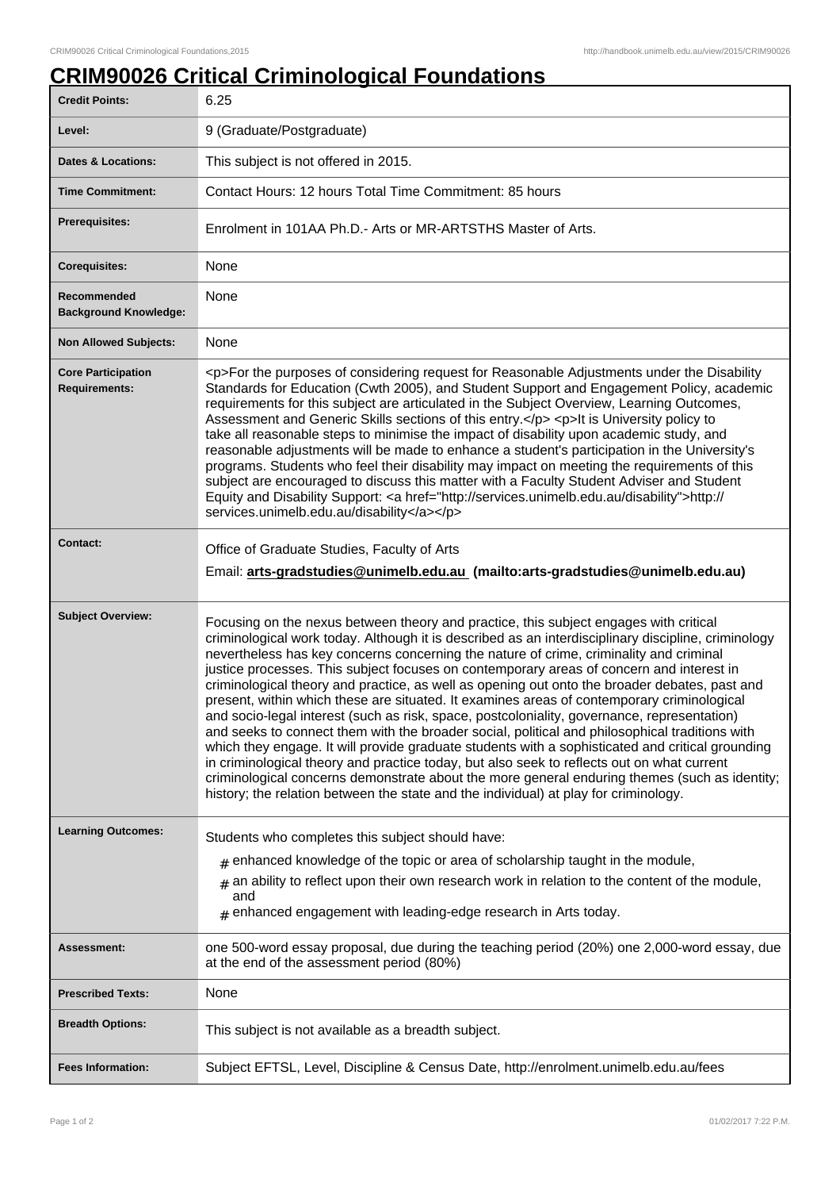# CRIM90026 Critical Criminological Foundations

| | |
|---|---|
| **Credit Points:** | 6.25 |
| **Level:** | 9 (Graduate/Postgraduate) |
| **Dates & Locations:** | This subject is not offered in 2015. |
| **Time Commitment:** | Contact Hours: 12 hours Total Time Commitment: 85 hours |
| **Prerequisites:** | Enrolment in 101AA Ph.D.- Arts or MR-ARTSTHS Master of Arts. |
| **Corequisites:** | None |
| **Recommended Background Knowledge:** | None |
| **Non Allowed Subjects:** | None |
| **Core Participation Requirements:** | <p>For the purposes of considering request for Reasonable Adjustments under the Disability Standards for Education (Cwth 2005), and Student Support and Engagement Policy, academic requirements for this subject are articulated in the Subject Overview, Learning Outcomes, Assessment and Generic Skills sections of this entry.</p> <p>It is University policy to take all reasonable steps to minimise the impact of disability upon academic study, and reasonable adjustments will be made to enhance a student's participation in the University's programs. Students who feel their disability may impact on meeting the requirements of this subject are encouraged to discuss this matter with a Faculty Student Adviser and Student Equity and Disability Support: <a href="http://services.unimelb.edu.au/disability">http://services.unimelb.edu.au/disability</a></p> |
| **Contact:** | Office of Graduate Studies, Faculty of Arts<br>Email: **arts-gradstudies@unimelb.edu.au (mailto:arts-gradstudies@unimelb.edu.au)** |
| **Subject Overview:** | Focusing on the nexus between theory and practice, this subject engages with critical criminological work today. Although it is described as an interdisciplinary discipline, criminology nevertheless has key concerns concerning the nature of crime, criminality and criminal justice processes. This subject focuses on contemporary areas of concern and interest in criminological theory and practice, as well as opening out onto the broader debates, past and present, within which these are situated. It examines areas of contemporary criminological and socio-legal interest (such as risk, space, postcoloniality, governance, representation) and seeks to connect them with the broader social, political and philosophical traditions with which they engage. It will provide graduate students with a sophisticated and critical grounding in criminological theory and practice today, but also seek to reflects out on what current criminological concerns demonstrate about the more general enduring themes (such as identity; history; the relation between the state and the individual) at play for criminology. |
| **Learning Outcomes:** | Students who completes this subject should have:<br># enhanced knowledge of the topic or area of scholarship taught in the module,<br># an ability to reflect upon their own research work in relation to the content of the module, and<br># enhanced engagement with leading-edge research in Arts today. |
| **Assessment:** | one 500-word essay proposal, due during the teaching period (20%) one 2,000-word essay, due at the end of the assessment period (80%) |
| **Prescribed Texts:** | None |
| **Breadth Options:** | This subject is not available as a breadth subject. |
| **Fees Information:** | Subject EFTSL, Level, Discipline & Census Date, http://enrolment.unimelb.edu.au/fees |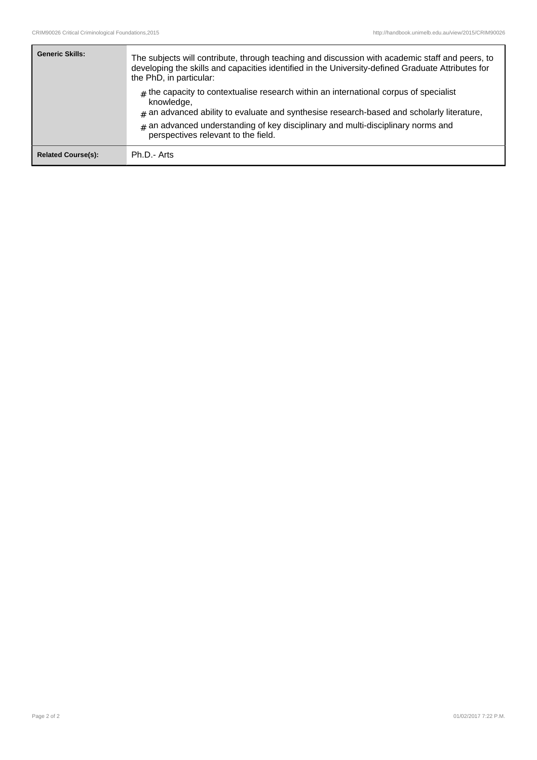| | |
|---|---|
| **Generic Skills:** | The subjects will contribute, through teaching and discussion with academic staff and peers, to developing the skills and capacities identified in the University-defined Graduate Attributes for the PhD, in particular:<br># the capacity to contextualise research within an international corpus of specialist knowledge,<br># an advanced ability to evaluate and synthesise research-based and scholarly literature,<br># an advanced understanding of key disciplinary and multi-disciplinary norms and perspectives relevant to the field. |
| **Related Course(s):** | Ph.D.- Arts |